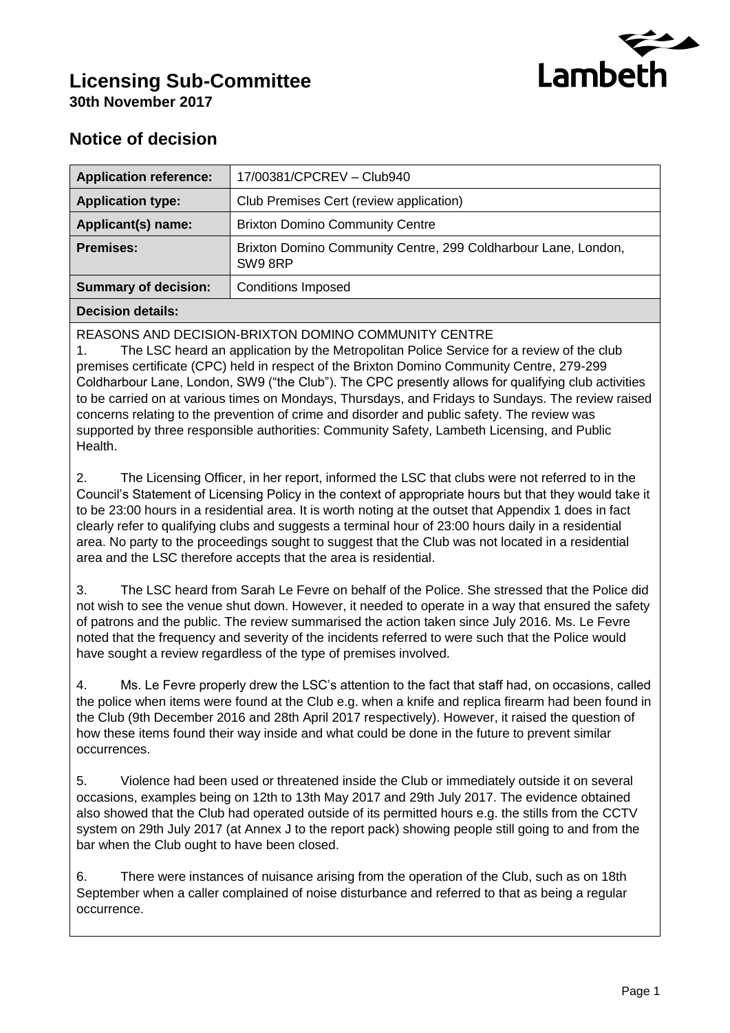# Licensing Sub-Committee

**30th November 2017**

## Notice of decision

| | |
|---|---|
| **Application reference:** | 17/00381/CPCREV – Club940 |
| **Application type:** | Club Premises Cert (review application) |
| **Applicant(s) name:** | Brixton Domino Community Centre |
| **Premises:** | Brixton Domino Community Centre, 299 Coldharbour Lane, London, SW9 8RP |
| **Summary of decision:** | Conditions Imposed |

**Decision details:**

REASONS AND DECISION-BRIXTON DOMINO COMMUNITY CENTRE

1. The LSC heard an application by the Metropolitan Police Service for a review of the club premises certificate (CPC) held in respect of the Brixton Domino Community Centre, 279-299 Coldharbour Lane, London, SW9 ("the Club"). The CPC presently allows for qualifying club activities to be carried on at various times on Mondays, Thursdays, and Fridays to Sundays. The review raised concerns relating to the prevention of crime and disorder and public safety. The review was supported by three responsible authorities: Community Safety, Lambeth Licensing, and Public Health.

2. The Licensing Officer, in her report, informed the LSC that clubs were not referred to in the Council's Statement of Licensing Policy in the context of appropriate hours but that they would take it to be 23:00 hours in a residential area. It is worth noting at the outset that Appendix 1 does in fact clearly refer to qualifying clubs and suggests a terminal hour of 23:00 hours daily in a residential area. No party to the proceedings sought to suggest that the Club was not located in a residential area and the LSC therefore accepts that the area is residential.

3. The LSC heard from Sarah Le Fevre on behalf of the Police. She stressed that the Police did not wish to see the venue shut down. However, it needed to operate in a way that ensured the safety of patrons and the public. The review summarised the action taken since July 2016. Ms. Le Fevre noted that the frequency and severity of the incidents referred to were such that the Police would have sought a review regardless of the type of premises involved.

4. Ms. Le Fevre properly drew the LSC's attention to the fact that staff had, on occasions, called the police when items were found at the Club e.g. when a knife and replica firearm had been found in the Club (9th December 2016 and 28th April 2017 respectively). However, it raised the question of how these items found their way inside and what could be done in the future to prevent similar occurrences.

5. Violence had been used or threatened inside the Club or immediately outside it on several occasions, examples being on 12th to 13th May 2017 and 29th July 2017. The evidence obtained also showed that the Club had operated outside of its permitted hours e.g. the stills from the CCTV system on 29th July 2017 (at Annex J to the report pack) showing people still going to and from the bar when the Club ought to have been closed.

6. There were instances of nuisance arising from the operation of the Club, such as on 18th September when a caller complained of noise disturbance and referred to that as being a regular occurrence.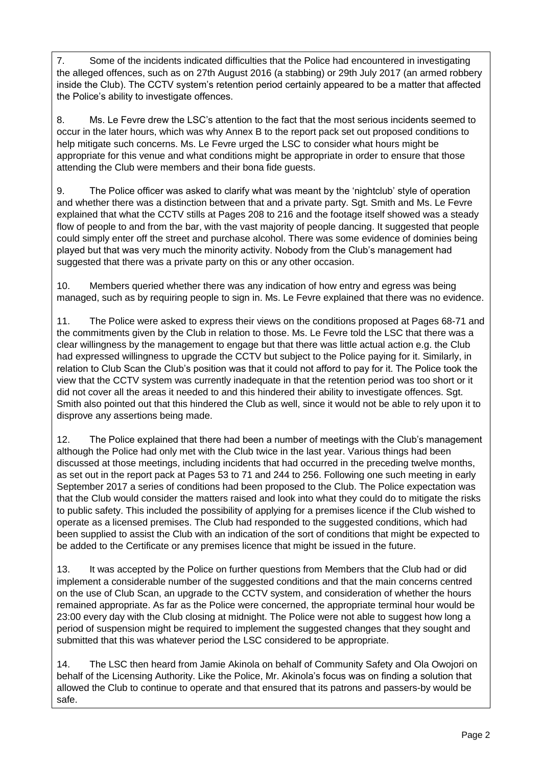7. Some of the incidents indicated difficulties that the Police had encountered in investigating the alleged offences, such as on 27th August 2016 (a stabbing) or 29th July 2017 (an armed robbery inside the Club). The CCTV system's retention period certainly appeared to be a matter that affected the Police's ability to investigate offences.

8. Ms. Le Fevre drew the LSC's attention to the fact that the most serious incidents seemed to occur in the later hours, which was why Annex B to the report pack set out proposed conditions to help mitigate such concerns. Ms. Le Fevre urged the LSC to consider what hours might be appropriate for this venue and what conditions might be appropriate in order to ensure that those attending the Club were members and their bona fide guests.

9. The Police officer was asked to clarify what was meant by the 'nightclub' style of operation and whether there was a distinction between that and a private party. Sgt. Smith and Ms. Le Fevre explained that what the CCTV stills at Pages 208 to 216 and the footage itself showed was a steady flow of people to and from the bar, with the vast majority of people dancing. It suggested that people could simply enter off the street and purchase alcohol. There was some evidence of dominies being played but that was very much the minority activity. Nobody from the Club's management had suggested that there was a private party on this or any other occasion.

10. Members queried whether there was any indication of how entry and egress was being managed, such as by requiring people to sign in. Ms. Le Fevre explained that there was no evidence.

11. The Police were asked to express their views on the conditions proposed at Pages 68-71 and the commitments given by the Club in relation to those. Ms. Le Fevre told the LSC that there was a clear willingness by the management to engage but that there was little actual action e.g. the Club had expressed willingness to upgrade the CCTV but subject to the Police paying for it. Similarly, in relation to Club Scan the Club's position was that it could not afford to pay for it. The Police took the view that the CCTV system was currently inadequate in that the retention period was too short or it did not cover all the areas it needed to and this hindered their ability to investigate offences. Sgt. Smith also pointed out that this hindered the Club as well, since it would not be able to rely upon it to disprove any assertions being made.

12. The Police explained that there had been a number of meetings with the Club's management although the Police had only met with the Club twice in the last year. Various things had been discussed at those meetings, including incidents that had occurred in the preceding twelve months, as set out in the report pack at Pages 53 to 71 and 244 to 256. Following one such meeting in early September 2017 a series of conditions had been proposed to the Club. The Police expectation was that the Club would consider the matters raised and look into what they could do to mitigate the risks to public safety. This included the possibility of applying for a premises licence if the Club wished to operate as a licensed premises. The Club had responded to the suggested conditions, which had been supplied to assist the Club with an indication of the sort of conditions that might be expected to be added to the Certificate or any premises licence that might be issued in the future.

13. It was accepted by the Police on further questions from Members that the Club had or did implement a considerable number of the suggested conditions and that the main concerns centred on the use of Club Scan, an upgrade to the CCTV system, and consideration of whether the hours remained appropriate. As far as the Police were concerned, the appropriate terminal hour would be 23:00 every day with the Club closing at midnight. The Police were not able to suggest how long a period of suspension might be required to implement the suggested changes that they sought and submitted that this was whatever period the LSC considered to be appropriate.

14. The LSC then heard from Jamie Akinola on behalf of Community Safety and Ola Owojori on behalf of the Licensing Authority. Like the Police, Mr. Akinola's focus was on finding a solution that allowed the Club to continue to operate and that ensured that its patrons and passers-by would be safe.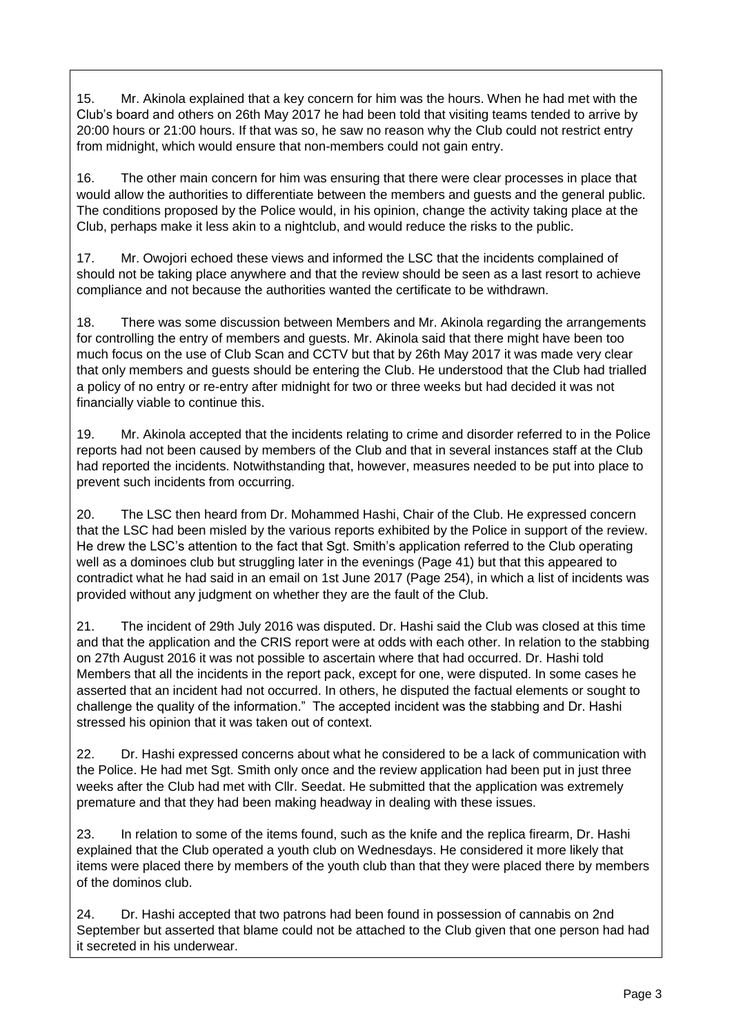15. Mr. Akinola explained that a key concern for him was the hours. When he had met with the Club's board and others on 26th May 2017 he had been told that visiting teams tended to arrive by 20:00 hours or 21:00 hours. If that was so, he saw no reason why the Club could not restrict entry from midnight, which would ensure that non-members could not gain entry.

16. The other main concern for him was ensuring that there were clear processes in place that would allow the authorities to differentiate between the members and guests and the general public. The conditions proposed by the Police would, in his opinion, change the activity taking place at the Club, perhaps make it less akin to a nightclub, and would reduce the risks to the public.

17. Mr. Owojori echoed these views and informed the LSC that the incidents complained of should not be taking place anywhere and that the review should be seen as a last resort to achieve compliance and not because the authorities wanted the certificate to be withdrawn.

18. There was some discussion between Members and Mr. Akinola regarding the arrangements for controlling the entry of members and guests. Mr. Akinola said that there might have been too much focus on the use of Club Scan and CCTV but that by 26th May 2017 it was made very clear that only members and guests should be entering the Club. He understood that the Club had trialled a policy of no entry or re-entry after midnight for two or three weeks but had decided it was not financially viable to continue this.

19. Mr. Akinola accepted that the incidents relating to crime and disorder referred to in the Police reports had not been caused by members of the Club and that in several instances staff at the Club had reported the incidents. Notwithstanding that, however, measures needed to be put into place to prevent such incidents from occurring.

20. The LSC then heard from Dr. Mohammed Hashi, Chair of the Club. He expressed concern that the LSC had been misled by the various reports exhibited by the Police in support of the review. He drew the LSC's attention to the fact that Sgt. Smith's application referred to the Club operating well as a dominoes club but struggling later in the evenings (Page 41) but that this appeared to contradict what he had said in an email on 1st June 2017 (Page 254), in which a list of incidents was provided without any judgment on whether they are the fault of the Club.

21. The incident of 29th July 2016 was disputed. Dr. Hashi said the Club was closed at this time and that the application and the CRIS report were at odds with each other. In relation to the stabbing on 27th August 2016 it was not possible to ascertain where that had occurred. Dr. Hashi told Members that all the incidents in the report pack, except for one, were disputed. In some cases he asserted that an incident had not occurred. In others, he disputed the factual elements or sought to challenge the quality of the information." The accepted incident was the stabbing and Dr. Hashi stressed his opinion that it was taken out of context.

22. Dr. Hashi expressed concerns about what he considered to be a lack of communication with the Police. He had met Sgt. Smith only once and the review application had been put in just three weeks after the Club had met with Cllr. Seedat. He submitted that the application was extremely premature and that they had been making headway in dealing with these issues.

23. In relation to some of the items found, such as the knife and the replica firearm, Dr. Hashi explained that the Club operated a youth club on Wednesdays. He considered it more likely that items were placed there by members of the youth club than that they were placed there by members of the dominos club.

24. Dr. Hashi accepted that two patrons had been found in possession of cannabis on 2nd September but asserted that blame could not be attached to the Club given that one person had had it secreted in his underwear.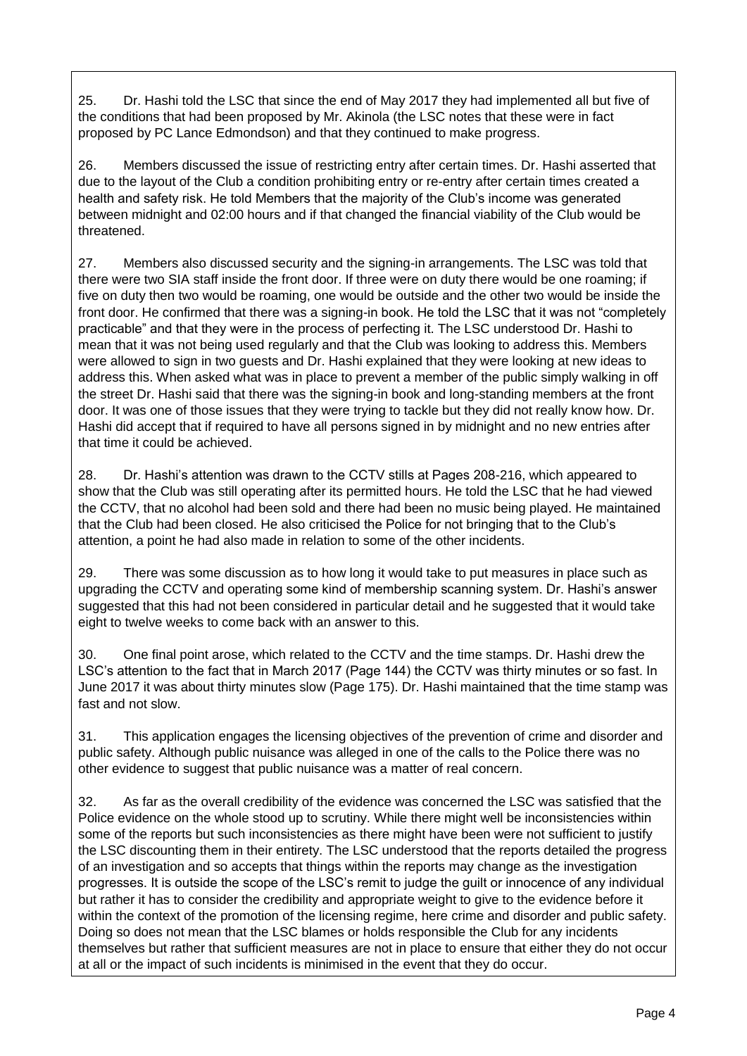25. Dr. Hashi told the LSC that since the end of May 2017 they had implemented all but five of the conditions that had been proposed by Mr. Akinola (the LSC notes that these were in fact proposed by PC Lance Edmondson) and that they continued to make progress.

26. Members discussed the issue of restricting entry after certain times. Dr. Hashi asserted that due to the layout of the Club a condition prohibiting entry or re-entry after certain times created a health and safety risk. He told Members that the majority of the Club's income was generated between midnight and 02:00 hours and if that changed the financial viability of the Club would be threatened.

27. Members also discussed security and the signing-in arrangements. The LSC was told that there were two SIA staff inside the front door. If three were on duty there would be one roaming; if five on duty then two would be roaming, one would be outside and the other two would be inside the front door. He confirmed that there was a signing-in book. He told the LSC that it was not "completely practicable" and that they were in the process of perfecting it. The LSC understood Dr. Hashi to mean that it was not being used regularly and that the Club was looking to address this. Members were allowed to sign in two guests and Dr. Hashi explained that they were looking at new ideas to address this. When asked what was in place to prevent a member of the public simply walking in off the street Dr. Hashi said that there was the signing-in book and long-standing members at the front door. It was one of those issues that they were trying to tackle but they did not really know how. Dr. Hashi did accept that if required to have all persons signed in by midnight and no new entries after that time it could be achieved.

28. Dr. Hashi's attention was drawn to the CCTV stills at Pages 208-216, which appeared to show that the Club was still operating after its permitted hours. He told the LSC that he had viewed the CCTV, that no alcohol had been sold and there had been no music being played. He maintained that the Club had been closed. He also criticised the Police for not bringing that to the Club's attention, a point he had also made in relation to some of the other incidents.

29. There was some discussion as to how long it would take to put measures in place such as upgrading the CCTV and operating some kind of membership scanning system. Dr. Hashi's answer suggested that this had not been considered in particular detail and he suggested that it would take eight to twelve weeks to come back with an answer to this.

30. One final point arose, which related to the CCTV and the time stamps. Dr. Hashi drew the LSC's attention to the fact that in March 2017 (Page 144) the CCTV was thirty minutes or so fast. In June 2017 it was about thirty minutes slow (Page 175). Dr. Hashi maintained that the time stamp was fast and not slow.

31. This application engages the licensing objectives of the prevention of crime and disorder and public safety. Although public nuisance was alleged in one of the calls to the Police there was no other evidence to suggest that public nuisance was a matter of real concern.

32. As far as the overall credibility of the evidence was concerned the LSC was satisfied that the Police evidence on the whole stood up to scrutiny. While there might well be inconsistencies within some of the reports but such inconsistencies as there might have been were not sufficient to justify the LSC discounting them in their entirety. The LSC understood that the reports detailed the progress of an investigation and so accepts that things within the reports may change as the investigation progresses. It is outside the scope of the LSC's remit to judge the guilt or innocence of any individual but rather it has to consider the credibility and appropriate weight to give to the evidence before it within the context of the promotion of the licensing regime, here crime and disorder and public safety. Doing so does not mean that the LSC blames or holds responsible the Club for any incidents themselves but rather that sufficient measures are not in place to ensure that either they do not occur at all or the impact of such incidents is minimised in the event that they do occur.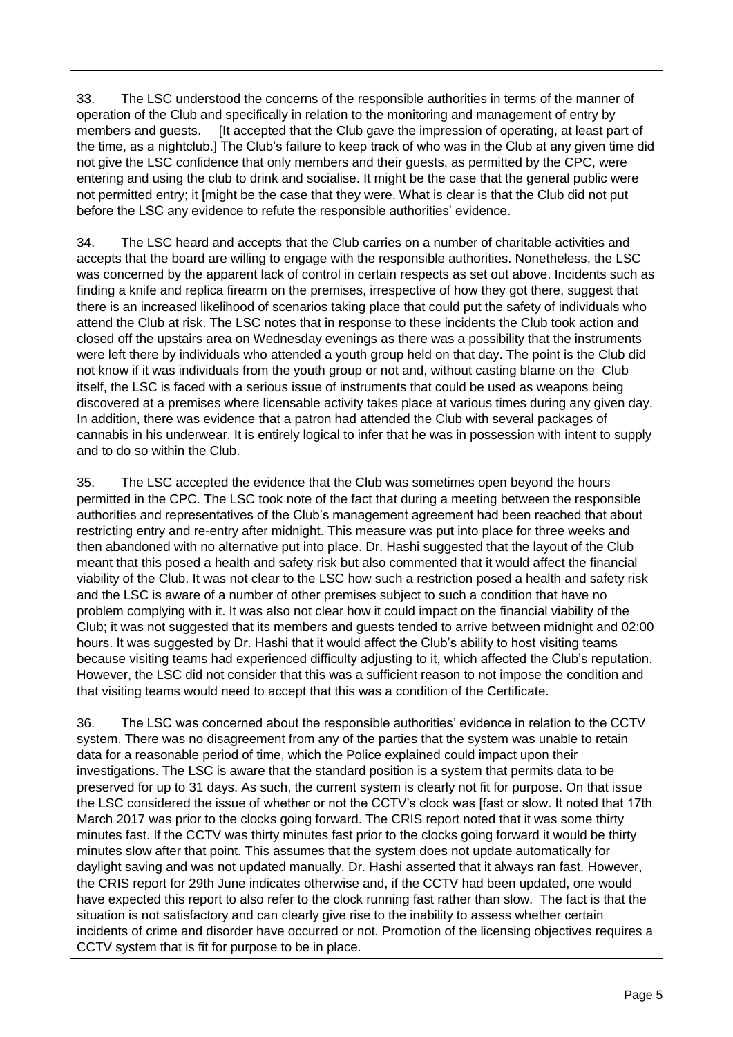33. The LSC understood the concerns of the responsible authorities in terms of the manner of operation of the Club and specifically in relation to the monitoring and management of entry by members and guests. [It accepted that the Club gave the impression of operating, at least part of the time, as a nightclub.] The Club's failure to keep track of who was in the Club at any given time did not give the LSC confidence that only members and their guests, as permitted by the CPC, were entering and using the club to drink and socialise. It might be the case that the general public were not permitted entry; it [might be the case that they were. What is clear is that the Club did not put before the LSC any evidence to refute the responsible authorities' evidence.

34. The LSC heard and accepts that the Club carries on a number of charitable activities and accepts that the board are willing to engage with the responsible authorities. Nonetheless, the LSC was concerned by the apparent lack of control in certain respects as set out above. Incidents such as finding a knife and replica firearm on the premises, irrespective of how they got there, suggest that there is an increased likelihood of scenarios taking place that could put the safety of individuals who attend the Club at risk. The LSC notes that in response to these incidents the Club took action and closed off the upstairs area on Wednesday evenings as there was a possibility that the instruments were left there by individuals who attended a youth group held on that day. The point is the Club did not know if it was individuals from the youth group or not and, without casting blame on the Club itself, the LSC is faced with a serious issue of instruments that could be used as weapons being discovered at a premises where licensable activity takes place at various times during any given day. In addition, there was evidence that a patron had attended the Club with several packages of cannabis in his underwear. It is entirely logical to infer that he was in possession with intent to supply and to do so within the Club.

35. The LSC accepted the evidence that the Club was sometimes open beyond the hours permitted in the CPC. The LSC took note of the fact that during a meeting between the responsible authorities and representatives of the Club's management agreement had been reached that about restricting entry and re-entry after midnight. This measure was put into place for three weeks and then abandoned with no alternative put into place. Dr. Hashi suggested that the layout of the Club meant that this posed a health and safety risk but also commented that it would affect the financial viability of the Club. It was not clear to the LSC how such a restriction posed a health and safety risk and the LSC is aware of a number of other premises subject to such a condition that have no problem complying with it. It was also not clear how it could impact on the financial viability of the Club; it was not suggested that its members and guests tended to arrive between midnight and 02:00 hours. It was suggested by Dr. Hashi that it would affect the Club's ability to host visiting teams because visiting teams had experienced difficulty adjusting to it, which affected the Club's reputation. However, the LSC did not consider that this was a sufficient reason to not impose the condition and that visiting teams would need to accept that this was a condition of the Certificate.

36. The LSC was concerned about the responsible authorities' evidence in relation to the CCTV system. There was no disagreement from any of the parties that the system was unable to retain data for a reasonable period of time, which the Police explained could impact upon their investigations. The LSC is aware that the standard position is a system that permits data to be preserved for up to 31 days. As such, the current system is clearly not fit for purpose. On that issue the LSC considered the issue of whether or not the CCTV's clock was [fast or slow. It noted that 17th March 2017 was prior to the clocks going forward. The CRIS report noted that it was some thirty minutes fast. If the CCTV was thirty minutes fast prior to the clocks going forward it would be thirty minutes slow after that point. This assumes that the system does not update automatically for daylight saving and was not updated manually. Dr. Hashi asserted that it always ran fast. However, the CRIS report for 29th June indicates otherwise and, if the CCTV had been updated, one would have expected this report to also refer to the clock running fast rather than slow. The fact is that the situation is not satisfactory and can clearly give rise to the inability to assess whether certain incidents of crime and disorder have occurred or not. Promotion of the licensing objectives requires a CCTV system that is fit for purpose to be in place.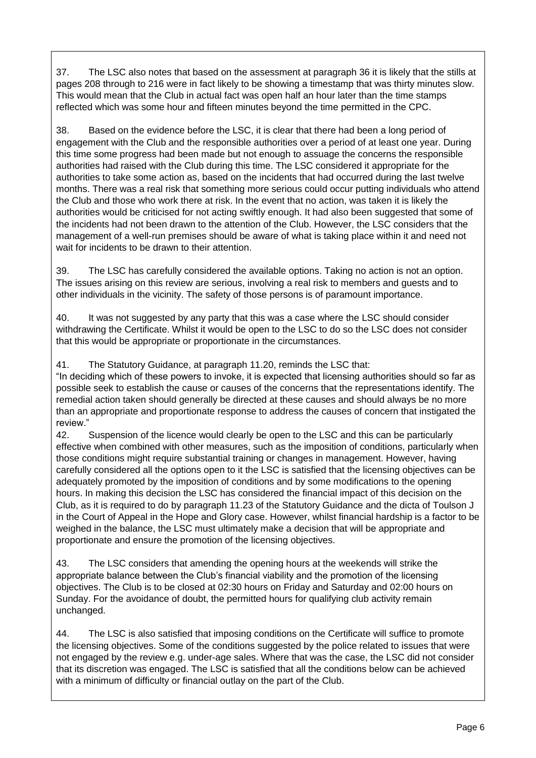37. The LSC also notes that based on the assessment at paragraph 36 it is likely that the stills at pages 208 through to 216 were in fact likely to be showing a timestamp that was thirty minutes slow. This would mean that the Club in actual fact was open half an hour later than the time stamps reflected which was some hour and fifteen minutes beyond the time permitted in the CPC.

38. Based on the evidence before the LSC, it is clear that there had been a long period of engagement with the Club and the responsible authorities over a period of at least one year. During this time some progress had been made but not enough to assuage the concerns the responsible authorities had raised with the Club during this time. The LSC considered it appropriate for the authorities to take some action as, based on the incidents that had occurred during the last twelve months. There was a real risk that something more serious could occur putting individuals who attend the Club and those who work there at risk. In the event that no action, was taken it is likely the authorities would be criticised for not acting swiftly enough. It had also been suggested that some of the incidents had not been drawn to the attention of the Club. However, the LSC considers that the management of a well-run premises should be aware of what is taking place within it and need not wait for incidents to be drawn to their attention.

39. The LSC has carefully considered the available options. Taking no action is not an option. The issues arising on this review are serious, involving a real risk to members and guests and to other individuals in the vicinity. The safety of those persons is of paramount importance.

40. It was not suggested by any party that this was a case where the LSC should consider withdrawing the Certificate. Whilst it would be open to the LSC to do so the LSC does not consider that this would be appropriate or proportionate in the circumstances.

41. The Statutory Guidance, at paragraph 11.20, reminds the LSC that:
"In deciding which of these powers to invoke, it is expected that licensing authorities should so far as possible seek to establish the cause or causes of the concerns that the representations identify. The remedial action taken should generally be directed at these causes and should always be no more than an appropriate and proportionate response to address the causes of concern that instigated the review."

42. Suspension of the licence would clearly be open to the LSC and this can be particularly effective when combined with other measures, such as the imposition of conditions, particularly when those conditions might require substantial training or changes in management. However, having carefully considered all the options open to it the LSC is satisfied that the licensing objectives can be adequately promoted by the imposition of conditions and by some modifications to the opening hours. In making this decision the LSC has considered the financial impact of this decision on the Club, as it is required to do by paragraph 11.23 of the Statutory Guidance and the dicta of Toulson J in the Court of Appeal in the Hope and Glory case. However, whilst financial hardship is a factor to be weighed in the balance, the LSC must ultimately make a decision that will be appropriate and proportionate and ensure the promotion of the licensing objectives.

43. The LSC considers that amending the opening hours at the weekends will strike the appropriate balance between the Club's financial viability and the promotion of the licensing objectives. The Club is to be closed at 02:30 hours on Friday and Saturday and 02:00 hours on Sunday. For the avoidance of doubt, the permitted hours for qualifying club activity remain unchanged.

44. The LSC is also satisfied that imposing conditions on the Certificate will suffice to promote the licensing objectives. Some of the conditions suggested by the police related to issues that were not engaged by the review e.g. under-age sales. Where that was the case, the LSC did not consider that its discretion was engaged. The LSC is satisfied that all the conditions below can be achieved with a minimum of difficulty or financial outlay on the part of the Club.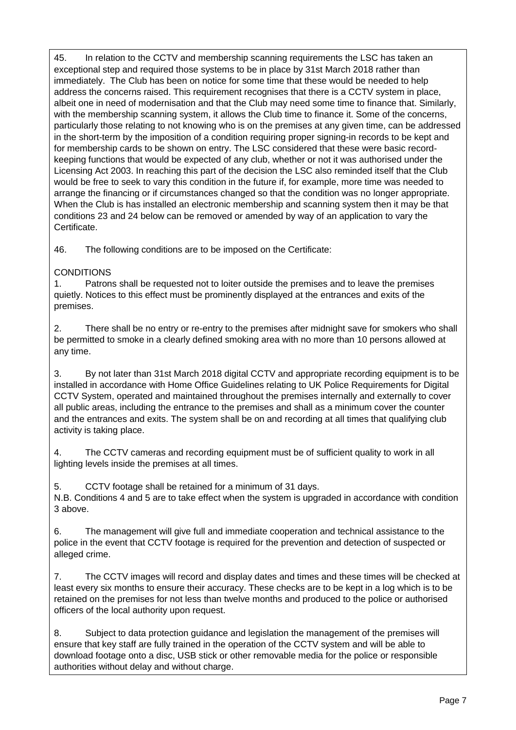45. In relation to the CCTV and membership scanning requirements the LSC has taken an exceptional step and required those systems to be in place by 31st March 2018 rather than immediately. The Club has been on notice for some time that these would be needed to help address the concerns raised. This requirement recognises that there is a CCTV system in place, albeit one in need of modernisation and that the Club may need some time to finance that. Similarly, with the membership scanning system, it allows the Club time to finance it. Some of the concerns, particularly those relating to not knowing who is on the premises at any given time, can be addressed in the short-term by the imposition of a condition requiring proper signing-in records to be kept and for membership cards to be shown on entry. The LSC considered that these were basic record-keeping functions that would be expected of any club, whether or not it was authorised under the Licensing Act 2003. In reaching this part of the decision the LSC also reminded itself that the Club would be free to seek to vary this condition in the future if, for example, more time was needed to arrange the financing or if circumstances changed so that the condition was no longer appropriate. When the Club is has installed an electronic membership and scanning system then it may be that conditions 23 and 24 below can be removed or amended by way of an application to vary the Certificate.

46. The following conditions are to be imposed on the Certificate:

CONDITIONS

1. Patrons shall be requested not to loiter outside the premises and to leave the premises quietly. Notices to this effect must be prominently displayed at the entrances and exits of the premises.

2. There shall be no entry or re-entry to the premises after midnight save for smokers who shall be permitted to smoke in a clearly defined smoking area with no more than 10 persons allowed at any time.

3. By not later than 31st March 2018 digital CCTV and appropriate recording equipment is to be installed in accordance with Home Office Guidelines relating to UK Police Requirements for Digital CCTV System, operated and maintained throughout the premises internally and externally to cover all public areas, including the entrance to the premises and shall as a minimum cover the counter and the entrances and exits. The system shall be on and recording at all times that qualifying club activity is taking place.

4. The CCTV cameras and recording equipment must be of sufficient quality to work in all lighting levels inside the premises at all times.

5. CCTV footage shall be retained for a minimum of 31 days.
N.B. Conditions 4 and 5 are to take effect when the system is upgraded in accordance with condition 3 above.

6. The management will give full and immediate cooperation and technical assistance to the police in the event that CCTV footage is required for the prevention and detection of suspected or alleged crime.

7. The CCTV images will record and display dates and times and these times will be checked at least every six months to ensure their accuracy. These checks are to be kept in a log which is to be retained on the premises for not less than twelve months and produced to the police or authorised officers of the local authority upon request.

8. Subject to data protection guidance and legislation the management of the premises will ensure that key staff are fully trained in the operation of the CCTV system and will be able to download footage onto a disc, USB stick or other removable media for the police or responsible authorities without delay and without charge.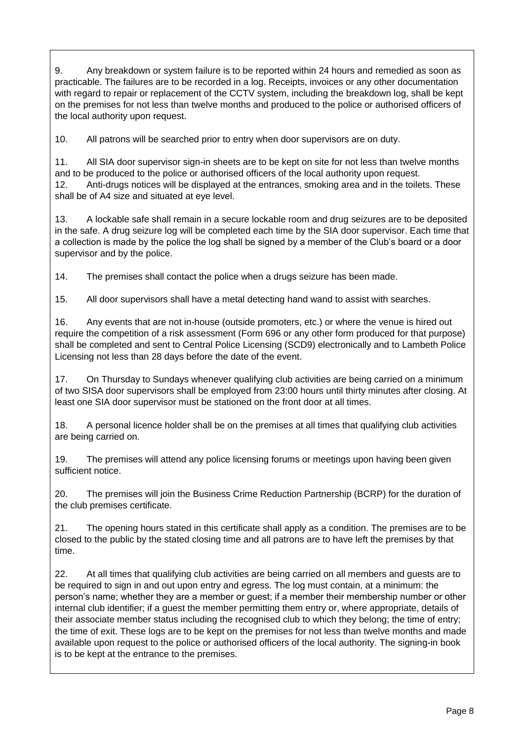9. Any breakdown or system failure is to be reported within 24 hours and remedied as soon as practicable. The failures are to be recorded in a log. Receipts, invoices or any other documentation with regard to repair or replacement of the CCTV system, including the breakdown log, shall be kept on the premises for not less than twelve months and produced to the police or authorised officers of the local authority upon request.

10. All patrons will be searched prior to entry when door supervisors are on duty.

11. All SIA door supervisor sign-in sheets are to be kept on site for not less than twelve months and to be produced to the police or authorised officers of the local authority upon request.

12. Anti-drugs notices will be displayed at the entrances, smoking area and in the toilets. These shall be of A4 size and situated at eye level.

13. A lockable safe shall remain in a secure lockable room and drug seizures are to be deposited in the safe. A drug seizure log will be completed each time by the SIA door supervisor. Each time that a collection is made by the police the log shall be signed by a member of the Club's board or a door supervisor and by the police.

14. The premises shall contact the police when a drugs seizure has been made.

15. All door supervisors shall have a metal detecting hand wand to assist with searches.

16. Any events that are not in-house (outside promoters, etc.) or where the venue is hired out require the competition of a risk assessment (Form 696 or any other form produced for that purpose) shall be completed and sent to Central Police Licensing (SCD9) electronically and to Lambeth Police Licensing not less than 28 days before the date of the event.

17. On Thursday to Sundays whenever qualifying club activities are being carried on a minimum of two SISA door supervisors shall be employed from 23:00 hours until thirty minutes after closing. At least one SIA door supervisor must be stationed on the front door at all times.

18. A personal licence holder shall be on the premises at all times that qualifying club activities are being carried on.

19. The premises will attend any police licensing forums or meetings upon having been given sufficient notice.

20. The premises will join the Business Crime Reduction Partnership (BCRP) for the duration of the club premises certificate.

21. The opening hours stated in this certificate shall apply as a condition. The premises are to be closed to the public by the stated closing time and all patrons are to have left the premises by that time.

22. At all times that qualifying club activities are being carried on all members and guests are to be required to sign in and out upon entry and egress. The log must contain, at a minimum: the person's name; whether they are a member or guest; if a member their membership number or other internal club identifier; if a guest the member permitting them entry or, where appropriate, details of their associate member status including the recognised club to which they belong; the time of entry; the time of exit. These logs are to be kept on the premises for not less than twelve months and made available upon request to the police or authorised officers of the local authority. The signing-in book is to be kept at the entrance to the premises.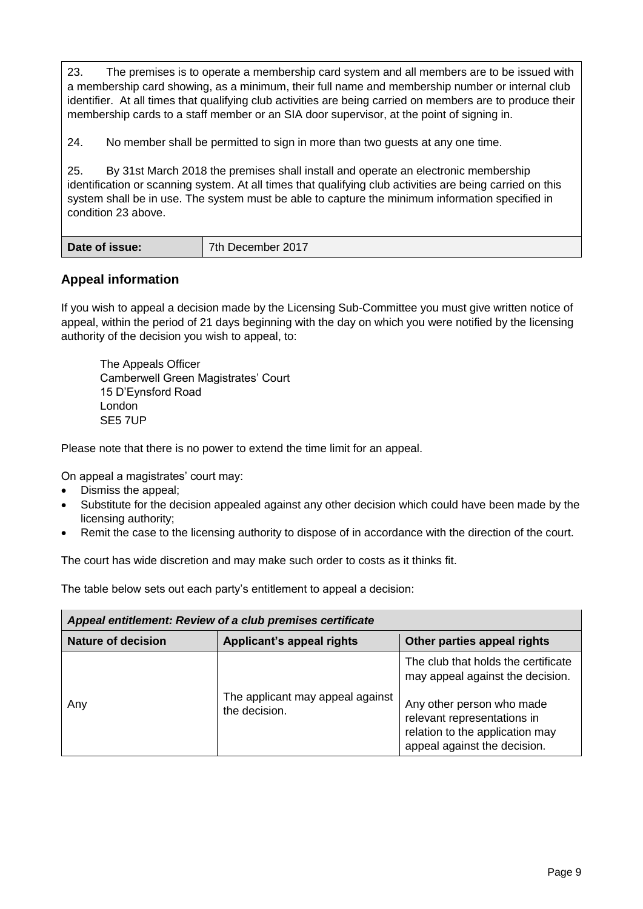23. The premises is to operate a membership card system and all members are to be issued with a membership card showing, as a minimum, their full name and membership number or internal club identifier. At all times that qualifying club activities are being carried on members are to produce their membership cards to a staff member or an SIA door supervisor, at the point of signing in.

24. No member shall be permitted to sign in more than two guests at any one time.

25. By 31st March 2018 the premises shall install and operate an electronic membership identification or scanning system. At all times that qualifying club activities are being carried on this system shall be in use. The system must be able to capture the minimum information specified in condition 23 above.

| | |
|---|---|
| **Date of issue:** | 7th December 2017 |

## Appeal information

If you wish to appeal a decision made by the Licensing Sub-Committee you must give written notice of appeal, within the period of 21 days beginning with the day on which you were notified by the licensing authority of the decision you wish to appeal, to:

The Appeals Officer
Camberwell Green Magistrates' Court
15 D'Eynsford Road
London
SE5 7UP

Please note that there is no power to extend the time limit for an appeal.

On appeal a magistrates' court may:

- Dismiss the appeal;
- Substitute for the decision appealed against any other decision which could have been made by the licensing authority;
- Remit the case to the licensing authority to dispose of in accordance with the direction of the court.

The court has wide discretion and may make such order to costs as it thinks fit.

The table below sets out each party's entitlement to appeal a decision:

| ***Appeal entitlement: Review of a club premises certificate*** | | |
|---|---|---|
| **Nature of decision** | **Applicant's appeal rights** | **Other parties appeal rights** |
| Any | The applicant may appeal against the decision. | The club that holds the certificate may appeal against the decision.<br><br>Any other person who made relevant representations in relation to the application may appeal against the decision. |